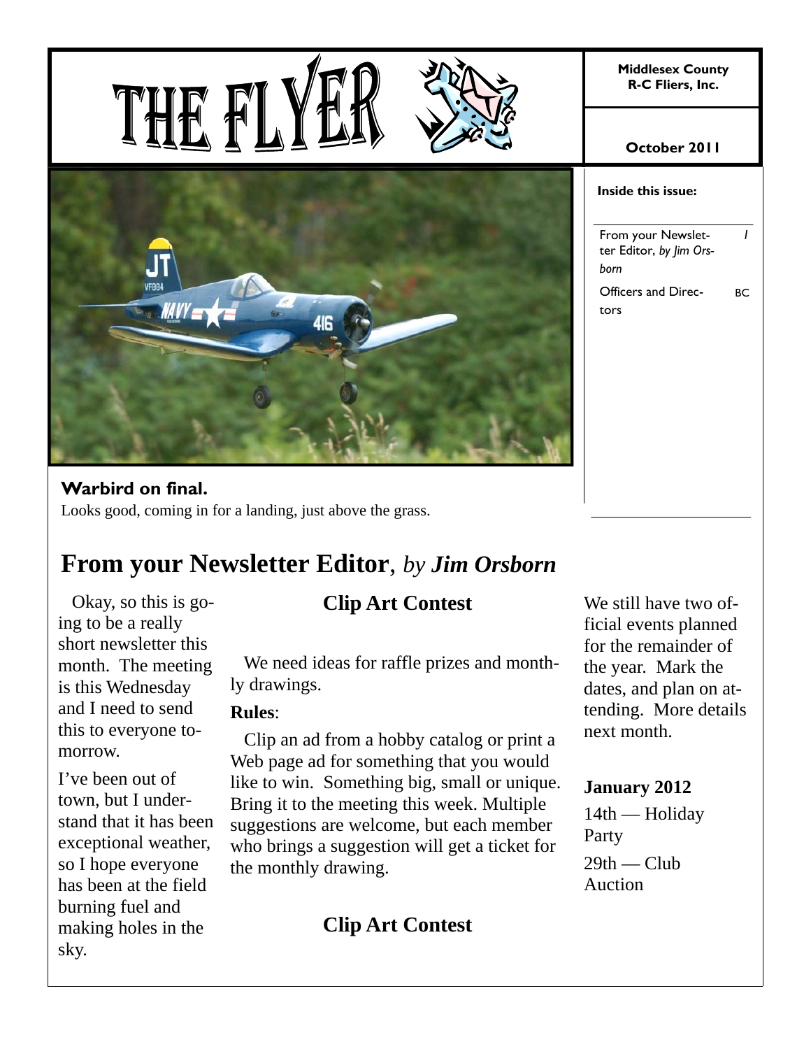# THE FLYER

**Middlesex County R-C Fliers, Inc.**

**October 2011**

**Inside this issue:**

| | |
|---|---|
| From your Newsletter Editor, *by Jim Orsborn* | *1* |
| Officers and Directors | BC |

**Warbird on final.**
Looks good, coming in for a landing, just above the grass.

## From your Newsletter Editor, *by Jim Orsborn*

Okay, so this is going to be a really short newsletter this month. The meeting is this Wednesday and I need to send this to everyone tomorrow.

I've been out of town, but I understand that it has been exceptional weather, so I hope everyone has been at the field burning fuel and making holes in the sky.

### Clip Art Contest

We need ideas for raffle prizes and monthly drawings.

**Rules**:

Clip an ad from a hobby catalog or print a Web page ad for something that you would like to win. Something big, small or unique. Bring it to the meeting this week. Multiple suggestions are welcome, but each member who brings a suggestion will get a ticket for the monthly drawing.

### Clip Art Contest

We still have two official events planned for the remainder of the year. Mark the dates, and plan on attending. More details next month.

**January 2012**

14th — Holiday Party

29th — Club Auction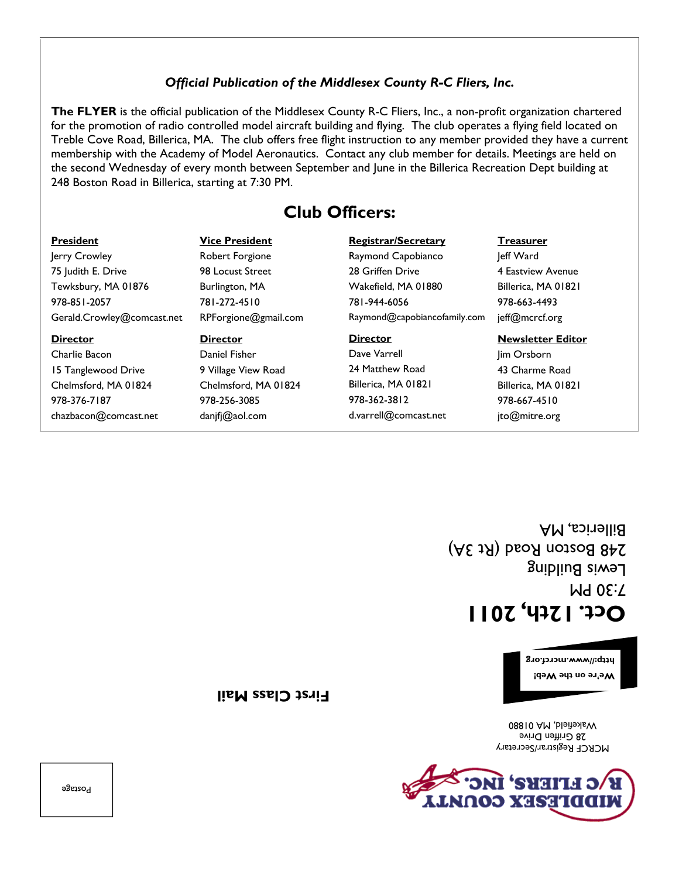*Official Publication of the Middlesex County R-C Fliers, Inc.*

**The FLYER** is the official publication of the Middlesex County R-C Fliers, Inc., a non-profit organization chartered for the promotion of radio controlled model aircraft building and flying. The club operates a flying field located on Treble Cove Road, Billerica, MA. The club offers free flight instruction to any member provided they have a current membership with the Academy of Model Aeronautics. Contact any club member for details. Meetings are held on the second Wednesday of every month between September and June in the Billerica Recreation Dept building at 248 Boston Road in Billerica, starting at 7:30 PM.

## Club Officers:

| **President** | **Vice President** | **Registrar/Secretary** | **Treasurer** |
|---|---|---|---|
| Jerry Crowley | Robert Forgione | Raymond Capobianco | Jeff Ward |
| 75 Judith E. Drive | 98 Locust Street | 28 Griffen Drive | 4 Eastview Avenue |
| Tewksbury, MA 01876 | Burlington, MA | Wakefield, MA 01880 | Billerica, MA 01821 |
| 978-851-2057 | 781-272-4510 | 781-944-6056 | 978-663-4493 |
| Gerald.Crowley@comcast.net | RPForgione@gmail.com | Raymond@capobiancofamily.com | jeff@mcrcf.org |
| **Director** | **Director** | **Director** | **Newsletter Editor** |
| Charlie Bacon | Daniel Fisher | Dave Varrell | Jim Orsborn |
| 15 Tanglewood Drive | 9 Village View Road | 24 Matthew Road | 43 Charme Road |
| Chelmsford, MA 01824 | Chelmsford, MA 01824 | Billerica, MA 01821 | Billerica, MA 01821 |
| 978-376-7187 | 978-256-3085 | 978-362-3812 | 978-667-4510 |
| chazbacon@comcast.net | danjfj@aol.com | d.varrell@comcast.net | jto@mitre.org |

**Oct. 12th, 2011**

7:30 PM

Lewis Building

248 Boston Road (Rt 3A)

Billerica, MA

**We're on the Web!**

**http://www.mcrcf.org**

MIDDLESEX COUNTY R/C FLIERS, INC.

MCRCF Registrar/Secretary
28 Griffen Drive
Wakefield, MA 01880

**First Class Mail**

Postage